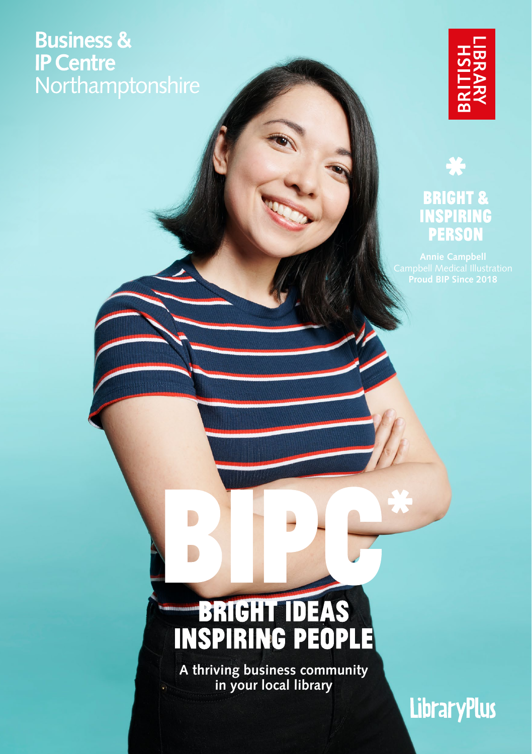**Business & IP Centre** Northamptonshire

BRITISH LIBRARY

*

**BRIGHT & INSPIRING PERSON**

**Annie Campbell**
Campbell Medical Illustration
**Proud BIP Since 2018**

# BIPC*

## BRIGHT IDEAS INSPIRING PEOPLE

**A thriving business community in your local library**

LibraryPlus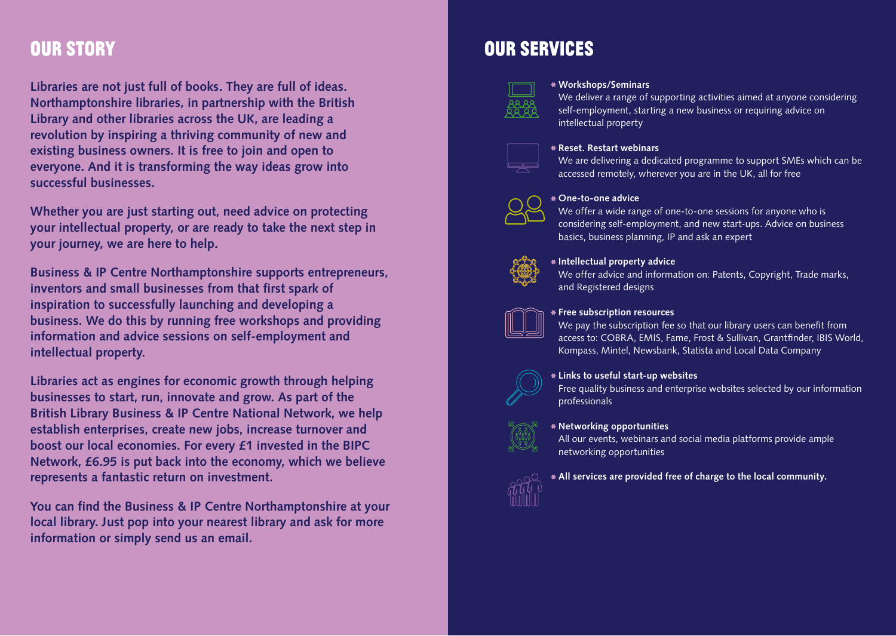## OUR STORY

**Libraries are not just full of books. They are full of ideas. Northamptonshire libraries, in partnership with the British Library and other libraries across the UK, are leading a revolution by inspiring a thriving community of new and existing business owners. It is free to join and open to everyone. And it is transforming the way ideas grow into successful businesses.**

**Whether you are just starting out, need advice on protecting your intellectual property, or are ready to take the next step in your journey, we are here to help.**

**Business & IP Centre Northamptonshire supports entrepreneurs, inventors and small businesses from that first spark of inspiration to successfully launching and developing a business. We do this by running free workshops and providing information and advice sessions on self-employment and intellectual property.**

**Libraries act as engines for economic growth through helping businesses to start, run, innovate and grow. As part of the British Library Business & IP Centre National Network, we help establish enterprises, create new jobs, increase turnover and boost our local economies. For every £1 invested in the BIPC Network, £6.95 is put back into the economy, which we believe represents a fantastic return on investment.**

**You can find the Business & IP Centre Northamptonshire at your local library. Just pop into your nearest library and ask for more information or simply send us an email.**

## OUR SERVICES

- **Workshops/Seminars**
  We deliver a range of supporting activities aimed at anyone considering self-employment, starting a new business or requiring advice on intellectual property

- **Reset. Restart webinars**
  We are delivering a dedicated programme to support SMEs which can be accessed remotely, wherever you are in the UK, all for free

- **One-to-one advice**
  We offer a wide range of one-to-one sessions for anyone who is considering self-employment, and new start-ups. Advice on business basics, business planning, IP and ask an expert

- **Intellectual property advice**
  We offer advice and information on: Patents, Copyright, Trade marks, and Registered designs

- **Free subscription resources**
  We pay the subscription fee so that our library users can benefit from access to: COBRA, EMIS, Fame, Frost & Sullivan, Grantfinder, IBIS World, Kompass, Mintel, Newsbank, Statista and Local Data Company

- **Links to useful start-up websites**
  Free quality business and enterprise websites selected by our information professionals

- **Networking opportunities**
  All our events, webinars and social media platforms provide ample networking opportunities

- **All services are provided free of charge to the local community.**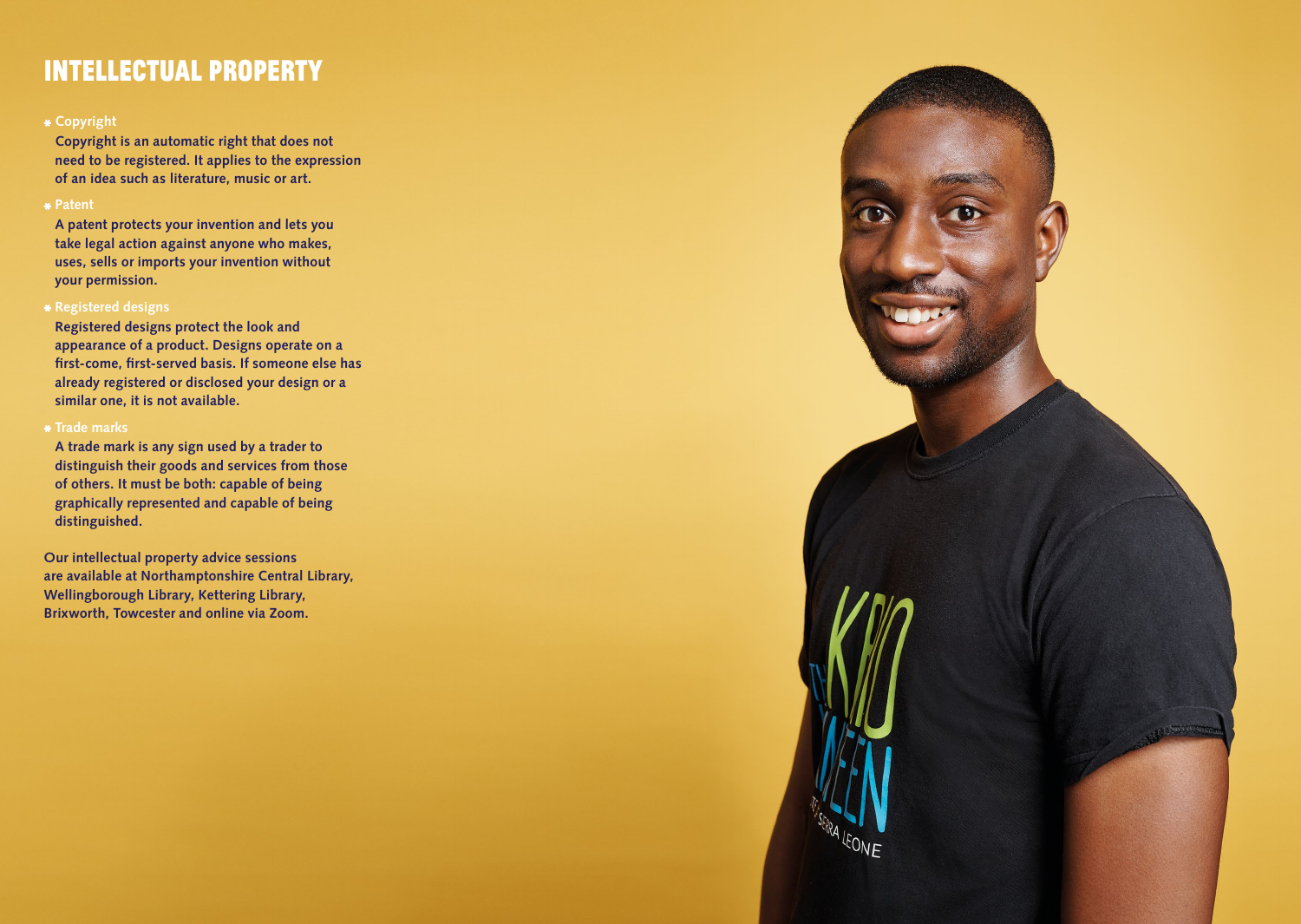# INTELLECTUAL PROPERTY

- **Copyright**

  Copyright is an automatic right that does not need to be registered. It applies to the expression of an idea such as literature, music or art.

- **Patent**

  A patent protects your invention and lets you take legal action against anyone who makes, uses, sells or imports your invention without your permission.

- **Registered designs**

  Registered designs protect the look and appearance of a product. Designs operate on a first-come, first-served basis. If someone else has already registered or disclosed your design or a similar one, it is not available.

- **Trade marks**

  A trade mark is any sign used by a trader to distinguish their goods and services from those of others. It must be both: capable of being graphically represented and capable of being distinguished.

Our intellectual property advice sessions are available at Northamptonshire Central Library, Wellingborough Library, Kettering Library, Brixworth, Towcester and online via Zoom.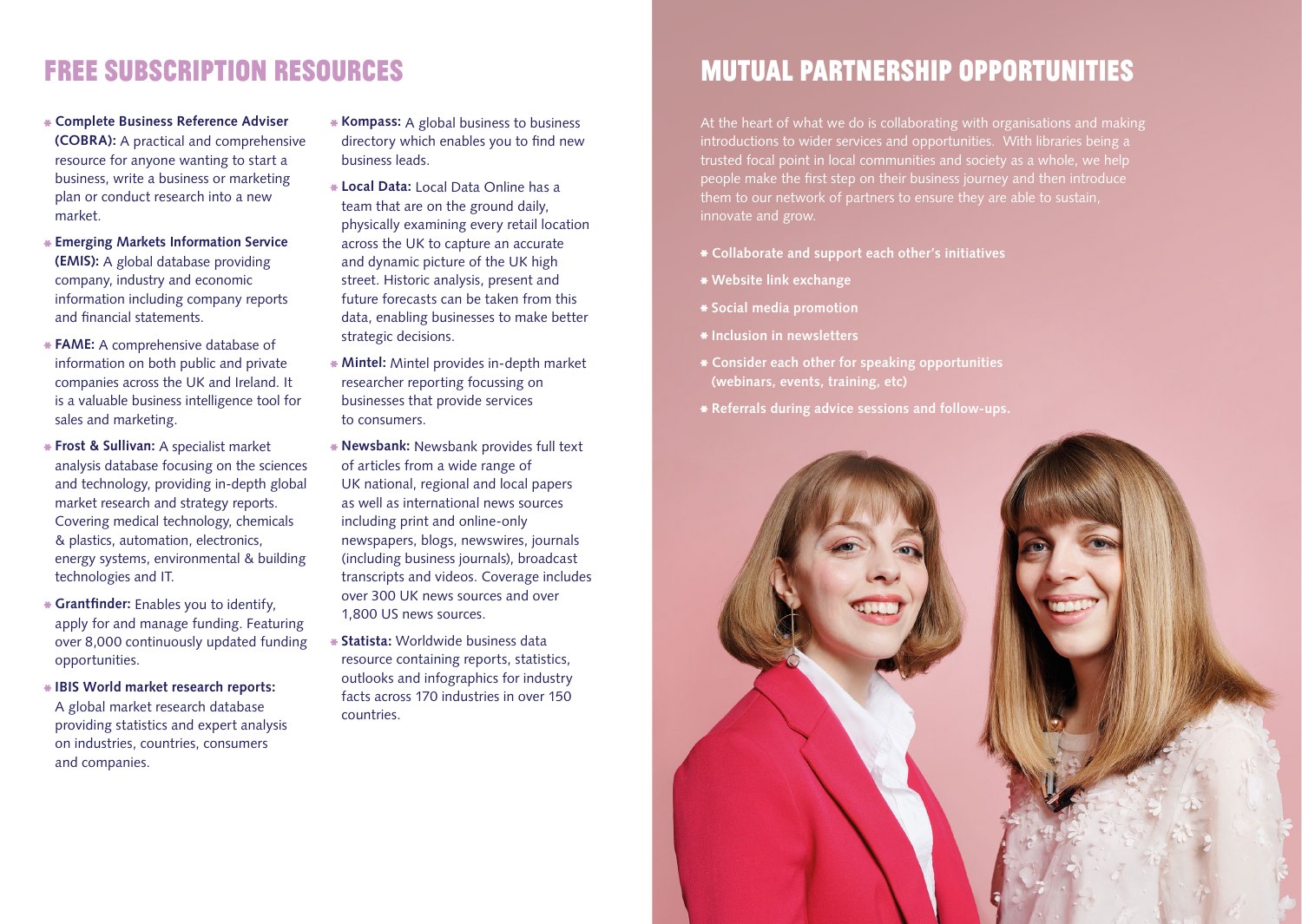## FREE SUBSCRIPTION RESOURCES

- **Complete Business Reference Adviser (COBRA):** A practical and comprehensive resource for anyone wanting to start a business, write a business or marketing plan or conduct research into a new market.
- **Emerging Markets Information Service (EMIS):** A global database providing company, industry and economic information including company reports and financial statements.
- **FAME:** A comprehensive database of information on both public and private companies across the UK and Ireland. It is a valuable business intelligence tool for sales and marketing.
- **Frost & Sullivan:** A specialist market analysis database focusing on the sciences and technology, providing in-depth global market research and strategy reports. Covering medical technology, chemicals & plastics, automation, electronics, energy systems, environmental & building technologies and IT.
- **Grantfinder:** Enables you to identify, apply for and manage funding. Featuring over 8,000 continuously updated funding opportunities.
- **IBIS World market research reports:** A global market research database providing statistics and expert analysis on industries, countries, consumers and companies.
- **Kompass:** A global business to business directory which enables you to find new business leads.
- **Local Data:** Local Data Online has a team that are on the ground daily, physically examining every retail location across the UK to capture an accurate and dynamic picture of the UK high street. Historic analysis, present and future forecasts can be taken from this data, enabling businesses to make better strategic decisions.
- **Mintel:** Mintel provides in-depth market researcher reporting focussing on businesses that provide services to consumers.
- **Newsbank:** Newsbank provides full text of articles from a wide range of UK national, regional and local papers as well as international news sources including print and online-only newspapers, blogs, newswires, journals (including business journals), broadcast transcripts and videos. Coverage includes over 300 UK news sources and over 1,800 US news sources.
- **Statista:** Worldwide business data resource containing reports, statistics, outlooks and infographics for industry facts across 170 industries in over 150 countries.

## MUTUAL PARTNERSHIP OPPORTUNITIES

At the heart of what we do is collaborating with organisations and making introductions to wider services and opportunities. With libraries being a trusted focal point in local communities and society as a whole, we help people make the first step on their business journey and then introduce them to our network of partners to ensure they are able to sustain, innovate and grow.

- **Collaborate and support each other's initiatives**
- **Website link exchange**
- **Social media promotion**
- **Inclusion in newsletters**
- **Consider each other for speaking opportunities (webinars, events, training, etc)**
- **Referrals during advice sessions and follow-ups.**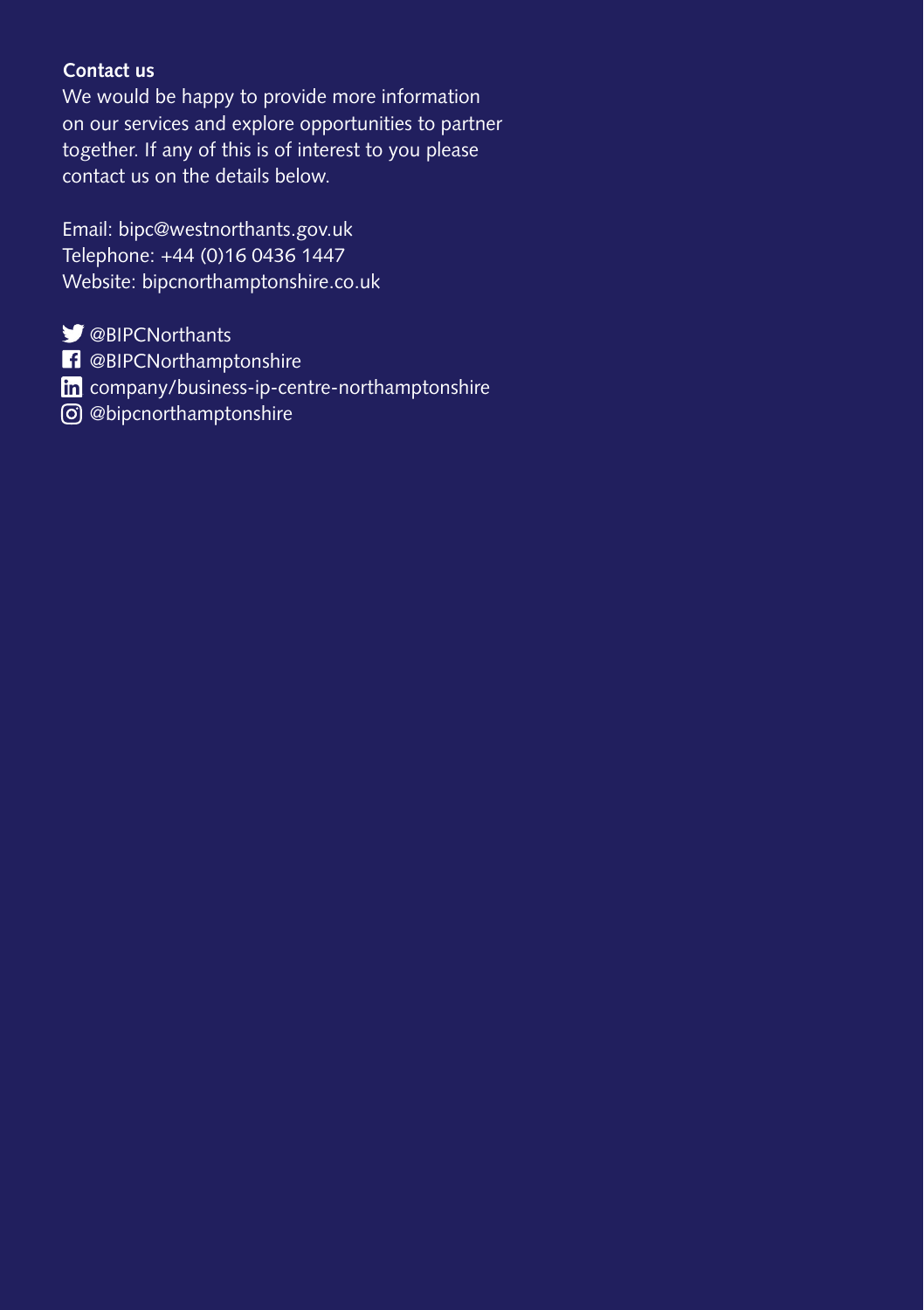**Contact us**

We would be happy to provide more information on our services and explore opportunities to partner together. If any of this is of interest to you please contact us on the details below.

Email: bipc@westnorthants.gov.uk
Telephone: +44 (0)16 0436 1447
Website: bipcnorthamptonshire.co.uk

@BIPCNorthants
@BIPCNorthamptonshire
company/business-ip-centre-northamptonshire
@bipcnorthamptonshire